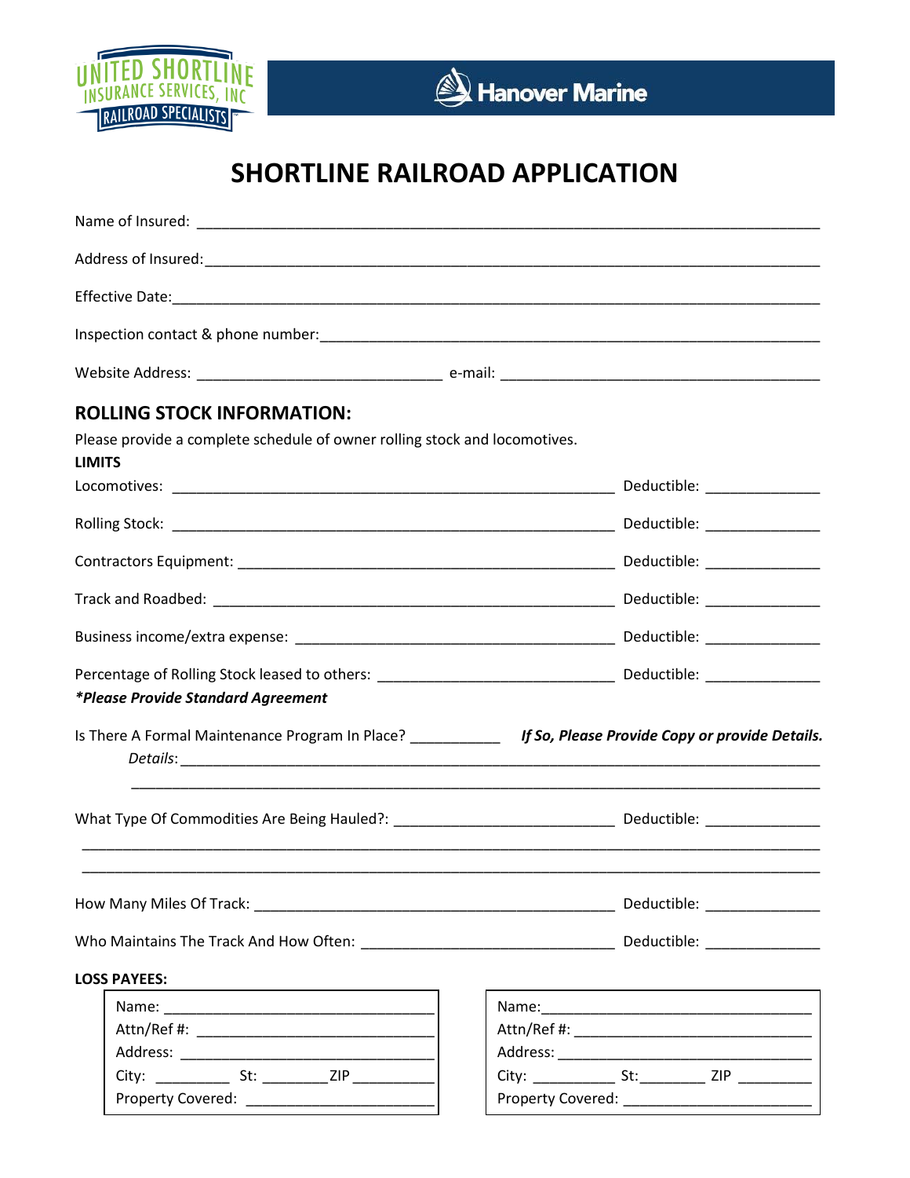UNITED SHORTLINE INSURANCE SERVICES, INC RAILROAD SPECIALISTS

Hanover Marine

# SHORTLINE RAILROAD APPLICATION

Name of Insured: ___________________________________________________________________________

Address of Insured:__________________________________________________________________________

Effective Date:_____________________________________________________________________________

Inspection contact & phone number:____________________________________________________________

Website Address: ______________________________ e-mail: _______________________________________

## ROLLING STOCK INFORMATION:

Please provide a complete schedule of owner rolling stock and locomotives.

**LIMITS**

Locomotives: ______________________________________________________ Deductible: ______________

Rolling Stock: _____________________________________________________ Deductible: ______________

Contractors Equipment: _______________________________________________ Deductible: ______________

Track and Roadbed: _________________________________________________ Deductible: ______________

Business income/extra expense: _______________________________________ Deductible: ______________

Percentage of Rolling Stock leased to others: ___________________________ Deductible: ______________

***Please Provide Standard Agreement**

Is There A Formal Maintenance Program In Place? ___________ ***If So, Please Provide Copy or provide Details.***

*Details*: _______________________________________________________________________________

_________________________________________________________________________________________

What Type Of Commodities Are Being Hauled?: ___________________________ Deductible: ______________

_________________________________________________________________________________________

_________________________________________________________________________________________

How Many Miles Of Track: ____________________________________________ Deductible: ______________

Who Maintains The Track And How Often: _______________________________ Deductible: ______________

**LOSS PAYEES:**

| | |
|---|---|
| Name: ___________________________________ | Name: ___________________________________ |
| Attn/Ref #: _______________________________ | Attn/Ref #: _______________________________ |
| Address: _________________________________ | Address: _________________________________ |
| City: _________ St: ________ ZIP __________ | City: __________ St: ________ ZIP _________ |
| Property Covered: _________________________ | Property Covered: _________________________ |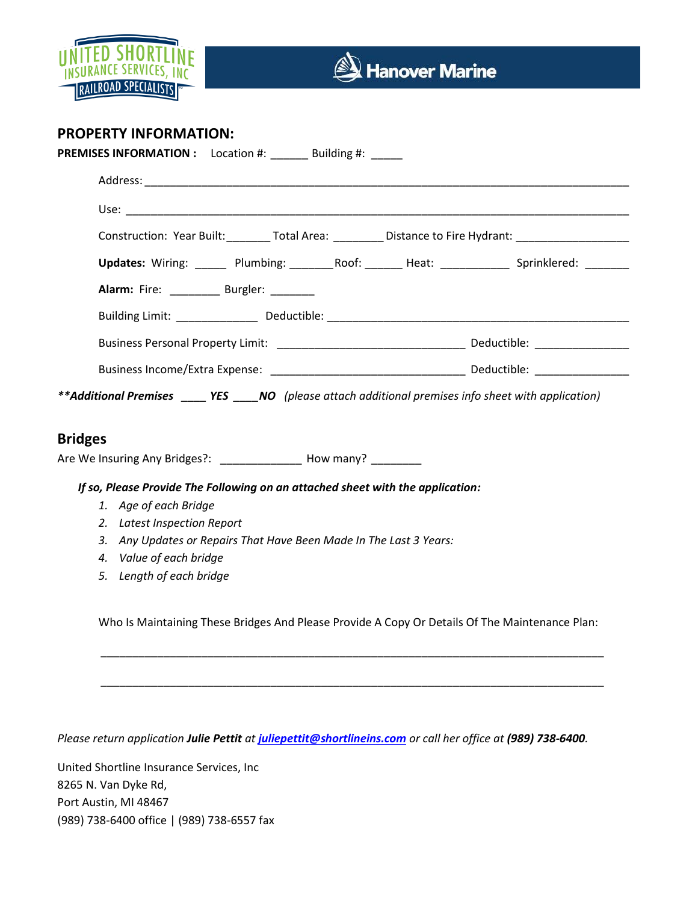## PROPERTY INFORMATION:

**PREMISES INFORMATION :** Location #: ______ Building #: _____

Address: ________________________________________________________________________________

Use: ___________________________________________________________________________________

Construction: Year Built:_______ Total Area: ________ Distance to Fire Hydrant: __________________

**Updates:** Wiring: _____ Plumbing: _______Roof: ______ Heat: ___________ Sprinklered: _______

**Alarm:** Fire: ________ Burgler: _______

Building Limit: _____________ Deductible: __________________________________________________

Business Personal Property Limit: ______________________________ Deductible: _______________

Business Income/Extra Expense: _______________________________ Deductible: _______________

***\*\*Additional Premises* ____ *YES* ____*NO*** *(please attach additional premises info sheet with application)*

## Bridges

Are We Insuring Any Bridges?: _____________ How many? ________

***If so, Please Provide The Following on an attached sheet with the application:***

1. *Age of each Bridge*
2. *Latest Inspection Report*
3. *Any Updates or Repairs That Have Been Made In The Last 3 Years:*
4. *Value of each bridge*
5. *Length of each bridge*

Who Is Maintaining These Bridges And Please Provide A Copy Or Details Of The Maintenance Plan:

_______________________________________________________________________________

_______________________________________________________________________________

*Please return application* ***Julie Pettit*** *at* ***juliepettit@shortlineins.com*** *or call her office at* ***(989) 738-6400****.*

United Shortline Insurance Services, Inc
8265 N. Van Dyke Rd,
Port Austin, MI 48467
(989) 738-6400 office | (989) 738-6557 fax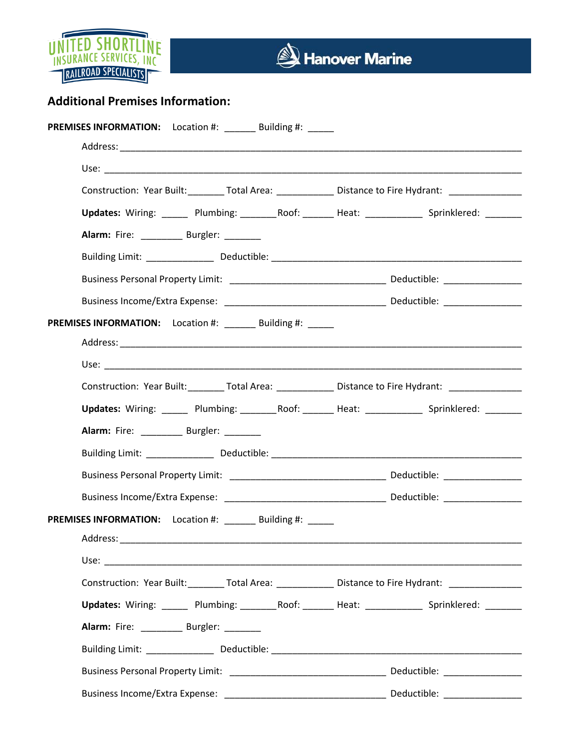## Additional Premises Information:

**PREMISES INFORMATION:** Location #: ______ Building #: _____

Address: ___________________________________________________________________________

Use: ______________________________________________________________________________

Construction: Year Built:_______ Total Area: ___________ Distance to Fire Hydrant: ______________

**Updates:** Wiring: _____ Plumbing: _______Roof: ______ Heat: ___________ Sprinklered: _______

**Alarm:** Fire: ________ Burgler: _______

Building Limit: _____________ Deductible: ______________________________________________

Business Personal Property Limit: ______________________________ Deductible: _______________

Business Income/Extra Expense: _______________________________ Deductible: _______________

**PREMISES INFORMATION:** Location #: ______ Building #: _____

Address: ___________________________________________________________________________

Use: ______________________________________________________________________________

Construction: Year Built:_______ Total Area: ___________ Distance to Fire Hydrant: ______________

**Updates:** Wiring: _____ Plumbing: _______Roof: ______ Heat: ___________ Sprinklered: _______

**Alarm:** Fire: ________ Burgler: _______

Building Limit: _____________ Deductible: ______________________________________________

Business Personal Property Limit: ______________________________ Deductible: _______________

Business Income/Extra Expense: _______________________________ Deductible: _______________

**PREMISES INFORMATION:** Location #: ______ Building #: _____

Address: ___________________________________________________________________________

Use: ______________________________________________________________________________

Construction: Year Built:_______ Total Area: ___________ Distance to Fire Hydrant: ______________

**Updates:** Wiring: _____ Plumbing: _______Roof: ______ Heat: ___________ Sprinklered: _______

**Alarm:** Fire: ________ Burgler: _______

Building Limit: _____________ Deductible: ______________________________________________

Business Personal Property Limit: ______________________________ Deductible: _______________

Business Income/Extra Expense: _______________________________ Deductible: _______________